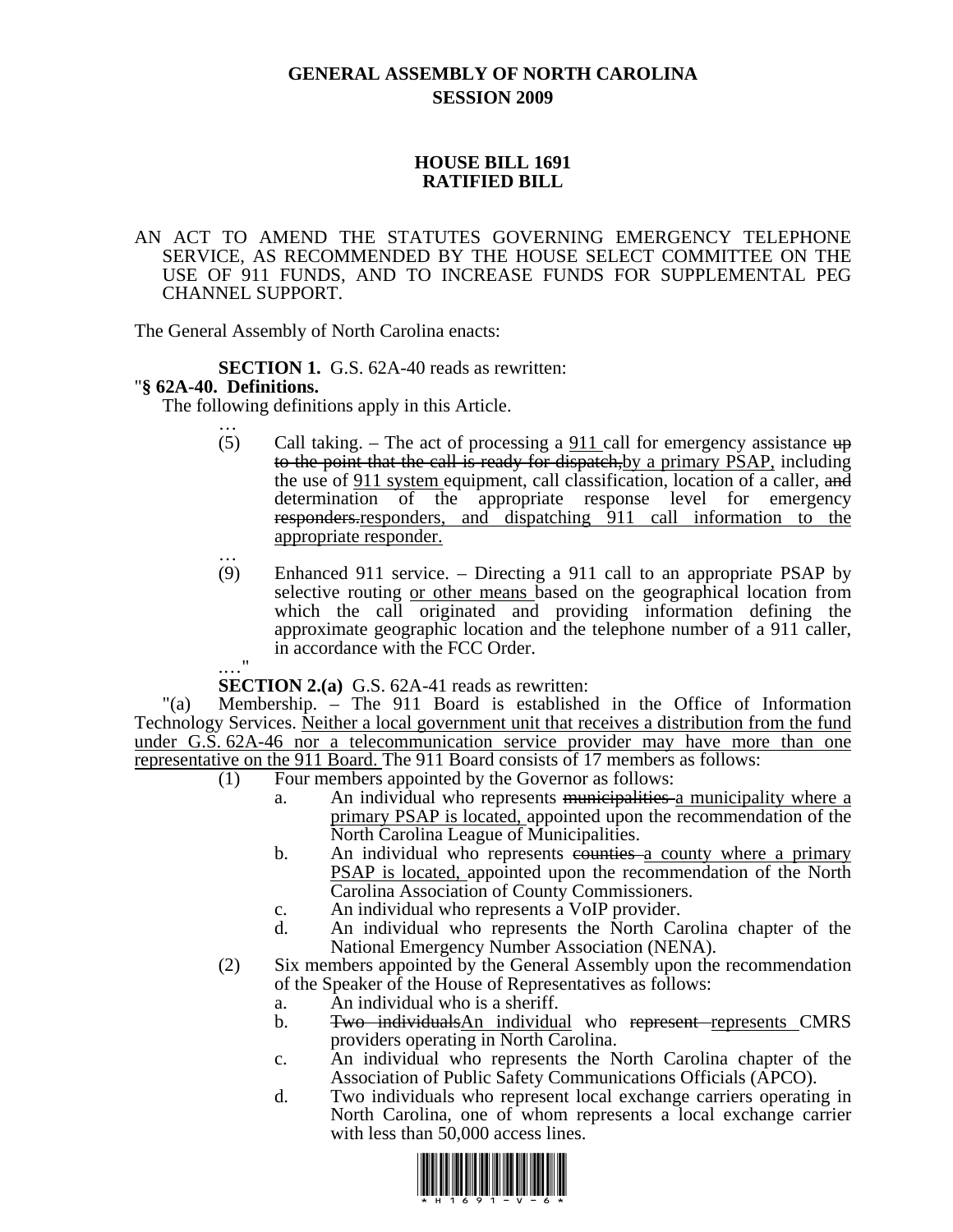# GENERAL ASSEMBLY OF NORTH CAROLINA
## SESSION 2009

## HOUSE BILL 1691
## RATIFIED BILL

AN ACT TO AMEND THE STATUTES GOVERNING EMERGENCY TELEPHONE SERVICE, AS RECOMMENDED BY THE HOUSE SELECT COMMITTEE ON THE USE OF 911 FUNDS, AND TO INCREASE FUNDS FOR SUPPLEMENTAL PEG CHANNEL SUPPORT.

The General Assembly of North Carolina enacts:

**SECTION 1.** G.S. 62A-40 reads as rewritten:

"**§ 62A-40. Definitions.**

The following definitions apply in this Article.

…

(5) Call taking. – The act of processing a <u>911</u> call for emergency assistance ~~up to the point that the call is ready for dispatch,~~<u>by a primary PSAP,</u> including the use of <u>911 system</u> equipment, call classification, location of a caller, ~~and~~ determination of the appropriate response level for emergency ~~responders.~~<u>responders, and dispatching 911 call information to the appropriate responder.</u>

…

(9) Enhanced 911 service. – Directing a 911 call to an appropriate PSAP by selective routing <u>or other means</u> based on the geographical location from which the call originated and providing information defining the approximate geographic location and the telephone number of a 911 caller, in accordance with the FCC Order.

…."

**SECTION 2.(a)** G.S. 62A-41 reads as rewritten:

"(a) Membership. – The 911 Board is established in the Office of Information Technology Services. <u>Neither a local government unit that receives a distribution from the fund under G.S. 62A-46 nor a telecommunication service provider may have more than one representative on the 911 Board.</u> The 911 Board consists of 17 members as follows:

(1) Four members appointed by the Governor as follows:

a. An individual who represents ~~municipalities~~ <u>a municipality where a primary PSAP is located,</u> appointed upon the recommendation of the North Carolina League of Municipalities.

b. An individual who represents ~~counties~~ <u>a county where a primary PSAP is located,</u> appointed upon the recommendation of the North Carolina Association of County Commissioners.

c. An individual who represents a VoIP provider.

d. An individual who represents the North Carolina chapter of the National Emergency Number Association (NENA).

(2) Six members appointed by the General Assembly upon the recommendation of the Speaker of the House of Representatives as follows:

a. An individual who is a sheriff.

b. ~~Two individuals~~<u>An individual</u> who ~~represent~~ <u>represents</u> CMRS providers operating in North Carolina.

c. An individual who represents the North Carolina chapter of the Association of Public Safety Communications Officials (APCO).

d. Two individuals who represent local exchange carriers operating in North Carolina, one of whom represents a local exchange carrier with less than 50,000 access lines.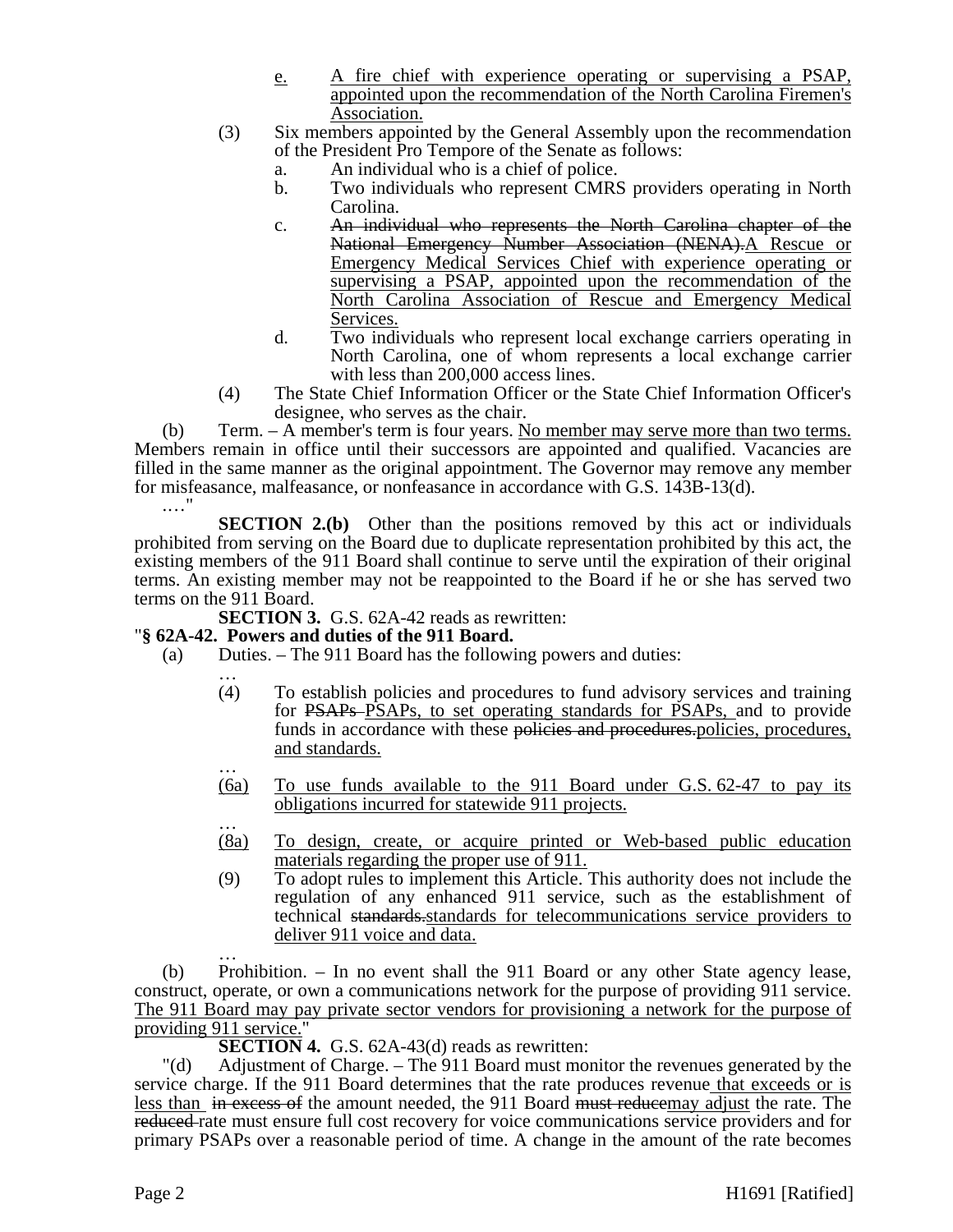e. A fire chief with experience operating or supervising a PSAP, appointed upon the recommendation of the North Carolina Firemen's Association.

(3) Six members appointed by the General Assembly upon the recommendation of the President Pro Tempore of the Senate as follows:

a. An individual who is a chief of police.

b. Two individuals who represent CMRS providers operating in North Carolina.

c. ~~An individual who represents the North Carolina chapter of the National Emergency Number Association (NENA).~~A Rescue or Emergency Medical Services Chief with experience operating or supervising a PSAP, appointed upon the recommendation of the North Carolina Association of Rescue and Emergency Medical Services.

d. Two individuals who represent local exchange carriers operating in North Carolina, one of whom represents a local exchange carrier with less than 200,000 access lines.

(4) The State Chief Information Officer or the State Chief Information Officer's designee, who serves as the chair.

(b) Term. – A member's term is four years. No member may serve more than two terms. Members remain in office until their successors are appointed and qualified. Vacancies are filled in the same manner as the original appointment. The Governor may remove any member for misfeasance, malfeasance, or nonfeasance in accordance with G.S. 143B-13(d).

…."

**SECTION 2.(b)** Other than the positions removed by this act or individuals prohibited from serving on the Board due to duplicate representation prohibited by this act, the existing members of the 911 Board shall continue to serve until the expiration of their original terms. An existing member may not be reappointed to the Board if he or she has served two terms on the 911 Board.

**SECTION 3.** G.S. 62A-42 reads as rewritten:

"**§ 62A-42. Powers and duties of the 911 Board.**

(a) Duties. – The 911 Board has the following powers and duties:

…

(4) To establish policies and procedures to fund advisory services and training for ~~PSAPs~~ PSAPs, to set operating standards for PSAPs, and to provide funds in accordance with these ~~policies and procedures.~~policies, procedures, and standards.

…

(6a) To use funds available to the 911 Board under G.S. 62-47 to pay its obligations incurred for statewide 911 projects.

…

(8a) To design, create, or acquire printed or Web-based public education materials regarding the proper use of 911.

(9) To adopt rules to implement this Article. This authority does not include the regulation of any enhanced 911 service, such as the establishment of technical ~~standards.~~standards for telecommunications service providers to deliver 911 voice and data.

…

(b) Prohibition. – In no event shall the 911 Board or any other State agency lease, construct, operate, or own a communications network for the purpose of providing 911 service. The 911 Board may pay private sector vendors for provisioning a network for the purpose of providing 911 service."

**SECTION 4.** G.S. 62A-43(d) reads as rewritten:

"(d) Adjustment of Charge. – The 911 Board must monitor the revenues generated by the service charge. If the 911 Board determines that the rate produces revenue that exceeds or is less than ~~in excess of~~ the amount needed, the 911 Board ~~must reduce~~may adjust the rate. The ~~reduced~~ rate must ensure full cost recovery for voice communications service providers and for primary PSAPs over a reasonable period of time. A change in the amount of the rate becomes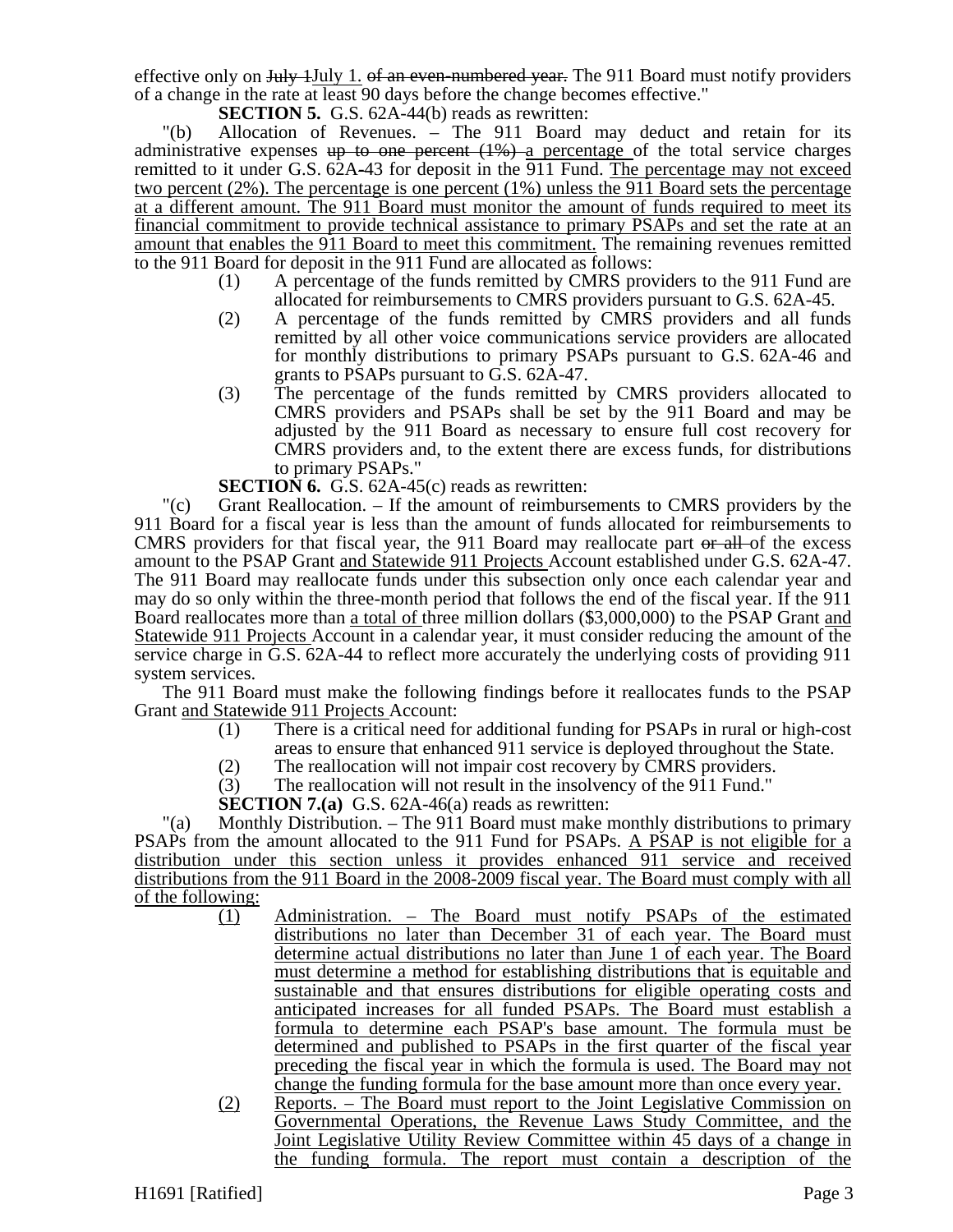effective only on ~~July 1~~July 1. ~~of an even-numbered year.~~ The 911 Board must notify providers of a change in the rate at least 90 days before the change becomes effective."

**SECTION 5.** G.S. 62A-44(b) reads as rewritten:

"(b) Allocation of Revenues. – The 911 Board may deduct and retain for its administrative expenses ~~up to one percent (1%)~~ a percentage of the total service charges remitted to it under G.S. 62A-43 for deposit in the 911 Fund. The percentage may not exceed two percent (2%). The percentage is one percent (1%) unless the 911 Board sets the percentage at a different amount. The 911 Board must monitor the amount of funds required to meet its financial commitment to provide technical assistance to primary PSAPs and set the rate at an amount that enables the 911 Board to meet this commitment. The remaining revenues remitted to the 911 Board for deposit in the 911 Fund are allocated as follows:

(1) A percentage of the funds remitted by CMRS providers to the 911 Fund are allocated for reimbursements to CMRS providers pursuant to G.S. 62A-45.

(2) A percentage of the funds remitted by CMRS providers and all funds remitted by all other voice communications service providers are allocated for monthly distributions to primary PSAPs pursuant to G.S. 62A-46 and grants to PSAPs pursuant to G.S. 62A-47.

(3) The percentage of the funds remitted by CMRS providers allocated to CMRS providers and PSAPs shall be set by the 911 Board and may be adjusted by the 911 Board as necessary to ensure full cost recovery for CMRS providers and, to the extent there are excess funds, for distributions to primary PSAPs."

**SECTION 6.** G.S. 62A-45(c) reads as rewritten:

"(c) Grant Reallocation. – If the amount of reimbursements to CMRS providers by the 911 Board for a fiscal year is less than the amount of funds allocated for reimbursements to CMRS providers for that fiscal year, the 911 Board may reallocate part ~~or all~~ of the excess amount to the PSAP Grant and Statewide 911 Projects Account established under G.S. 62A-47. The 911 Board may reallocate funds under this subsection only once each calendar year and may do so only within the three-month period that follows the end of the fiscal year. If the 911 Board reallocates more than a total of three million dollars ($3,000,000) to the PSAP Grant and Statewide 911 Projects Account in a calendar year, it must consider reducing the amount of the service charge in G.S. 62A-44 to reflect more accurately the underlying costs of providing 911 system services.

The 911 Board must make the following findings before it reallocates funds to the PSAP Grant and Statewide 911 Projects Account:

(1) There is a critical need for additional funding for PSAPs in rural or high-cost areas to ensure that enhanced 911 service is deployed throughout the State.

(2) The reallocation will not impair cost recovery by CMRS providers.

(3) The reallocation will not result in the insolvency of the 911 Fund."

**SECTION 7.(a)** G.S. 62A-46(a) reads as rewritten:

"(a) Monthly Distribution. – The 911 Board must make monthly distributions to primary PSAPs from the amount allocated to the 911 Fund for PSAPs. A PSAP is not eligible for a distribution under this section unless it provides enhanced 911 service and received distributions from the 911 Board in the 2008-2009 fiscal year. The Board must comply with all of the following:

(1) Administration. – The Board must notify PSAPs of the estimated distributions no later than December 31 of each year. The Board must determine actual distributions no later than June 1 of each year. The Board must determine a method for establishing distributions that is equitable and sustainable and that ensures distributions for eligible operating costs and anticipated increases for all funded PSAPs. The Board must establish a formula to determine each PSAP's base amount. The formula must be determined and published to PSAPs in the first quarter of the fiscal year preceding the fiscal year in which the formula is used. The Board may not change the funding formula for the base amount more than once every year.

(2) Reports. – The Board must report to the Joint Legislative Commission on Governmental Operations, the Revenue Laws Study Committee, and the Joint Legislative Utility Review Committee within 45 days of a change in the funding formula. The report must contain a description of the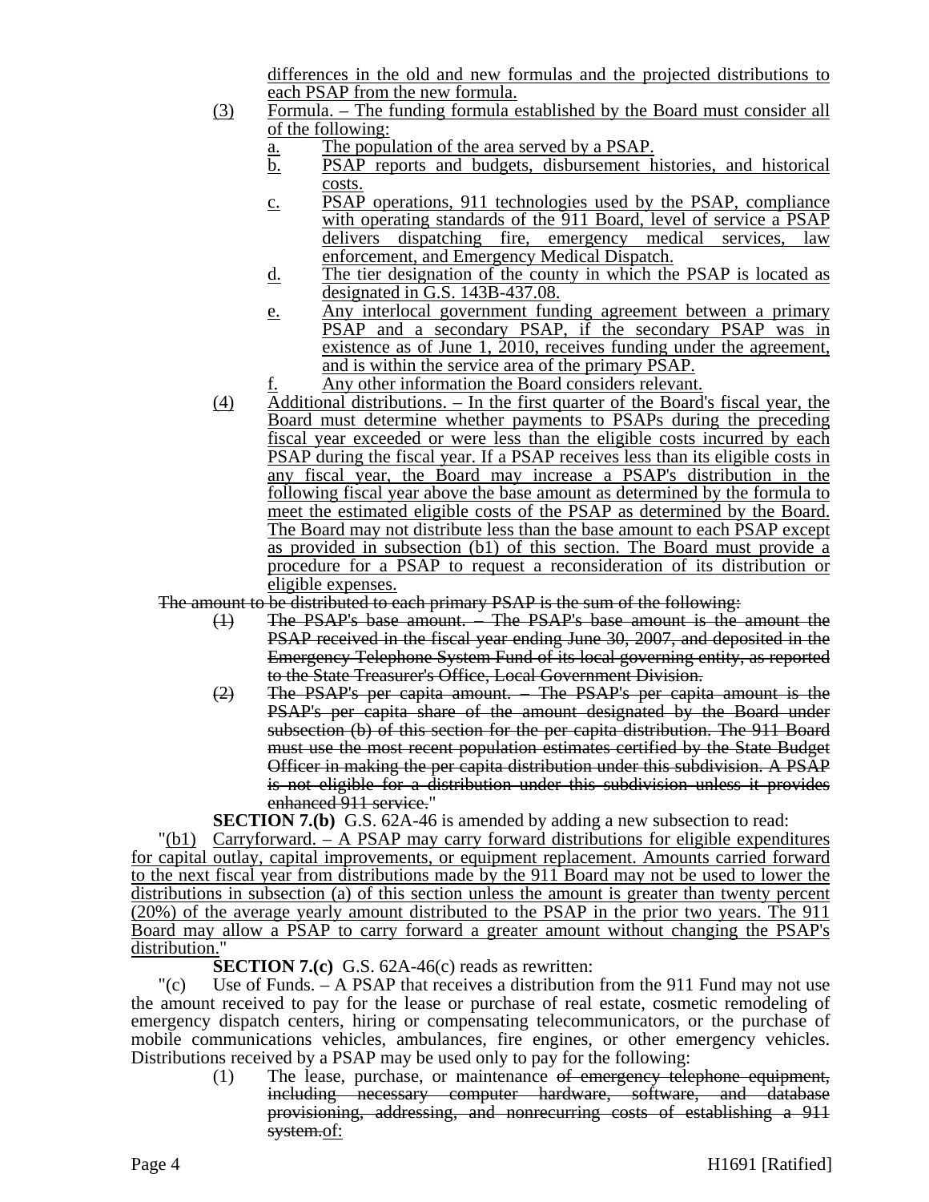differences in the old and new formulas and the projected distributions to each PSAP from the new formula.

(3) Formula. – The funding formula established by the Board must consider all of the following:

a. The population of the area served by a PSAP.

b. PSAP reports and budgets, disbursement histories, and historical costs.

c. PSAP operations, 911 technologies used by the PSAP, compliance with operating standards of the 911 Board, level of service a PSAP delivers dispatching fire, emergency medical services, law enforcement, and Emergency Medical Dispatch.

d. The tier designation of the county in which the PSAP is located as designated in G.S. 143B-437.08.

e. Any interlocal government funding agreement between a primary PSAP and a secondary PSAP, if the secondary PSAP was in existence as of June 1, 2010, receives funding under the agreement, and is within the service area of the primary PSAP.

f. Any other information the Board considers relevant.

(4) Additional distributions. – In the first quarter of the Board's fiscal year, the Board must determine whether payments to PSAPs during the preceding fiscal year exceeded or were less than the eligible costs incurred by each PSAP during the fiscal year. If a PSAP receives less than its eligible costs in any fiscal year, the Board may increase a PSAP's distribution in the following fiscal year above the base amount as determined by the formula to meet the estimated eligible costs of the PSAP as determined by the Board. The Board may not distribute less than the base amount to each PSAP except as provided in subsection (b1) of this section. The Board must provide a procedure for a PSAP to request a reconsideration of its distribution or eligible expenses.

~~The amount to be distributed to each primary PSAP is the sum of the following:~~

~~(1) The PSAP's base amount. – The PSAP's base amount is the amount the PSAP received in the fiscal year ending June 30, 2007, and deposited in the Emergency Telephone System Fund of its local governing entity, as reported to the State Treasurer's Office, Local Government Division.~~

~~(2) The PSAP's per capita amount. – The PSAP's per capita amount is the PSAP's per capita share of the amount designated by the Board under subsection (b) of this section for the per capita distribution. The 911 Board must use the most recent population estimates certified by the State Budget Officer in making the per capita distribution under this subdivision. A PSAP is not eligible for a distribution under this subdivision unless it provides enhanced 911 service.~~"

**SECTION 7.(b)** G.S. 62A-46 is amended by adding a new subsection to read:

"(b1) Carryforward. – A PSAP may carry forward distributions for eligible expenditures for capital outlay, capital improvements, or equipment replacement. Amounts carried forward to the next fiscal year from distributions made by the 911 Board may not be used to lower the distributions in subsection (a) of this section unless the amount is greater than twenty percent (20%) of the average yearly amount distributed to the PSAP in the prior two years. The 911 Board may allow a PSAP to carry forward a greater amount without changing the PSAP's distribution."

**SECTION 7.(c)** G.S. 62A-46(c) reads as rewritten:

"(c) Use of Funds. – A PSAP that receives a distribution from the 911 Fund may not use the amount received to pay for the lease or purchase of real estate, cosmetic remodeling of emergency dispatch centers, hiring or compensating telecommunicators, or the purchase of mobile communications vehicles, ambulances, fire engines, or other emergency vehicles. Distributions received by a PSAP may be used only to pay for the following:

(1) The lease, purchase, or maintenance ~~of emergency telephone equipment, including necessary computer hardware, software, and database provisioning, addressing, and nonrecurring costs of establishing a 911 system.~~of: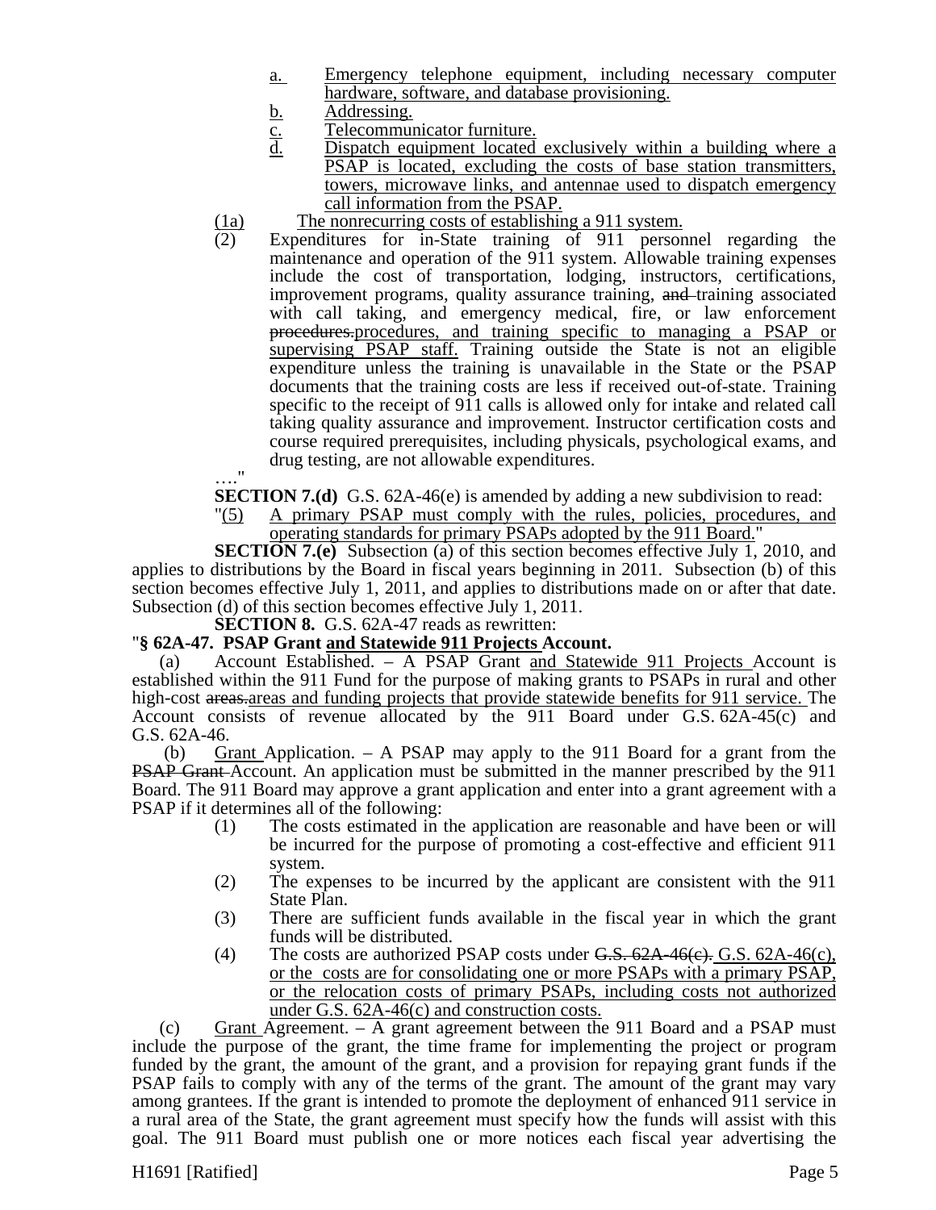a. Emergency telephone equipment, including necessary computer hardware, software, and database provisioning.

b. Addressing.

c. Telecommunicator furniture.

d. Dispatch equipment located exclusively within a building where a PSAP is located, excluding the costs of base station transmitters, towers, microwave links, and antennae used to dispatch emergency call information from the PSAP.

(1a) The nonrecurring costs of establishing a 911 system.

(2) Expenditures for in-State training of 911 personnel regarding the maintenance and operation of the 911 system. Allowable training expenses include the cost of transportation, lodging, instructors, certifications, improvement programs, quality assurance training, ~~and~~ training associated with call taking, and emergency medical, fire, or law enforcement ~~procedures.~~procedures, and training specific to managing a PSAP or supervising PSAP staff. Training outside the State is not an eligible expenditure unless the training is unavailable in the State or the PSAP documents that the training costs are less if received out-of-state. Training specific to the receipt of 911 calls is allowed only for intake and related call taking quality assurance and improvement. Instructor certification costs and course required prerequisites, including physicals, psychological exams, and drug testing, are not allowable expenditures.

…."

**SECTION 7.(d)** G.S. 62A-46(e) is amended by adding a new subdivision to read:

"(5) A primary PSAP must comply with the rules, policies, procedures, and operating standards for primary PSAPs adopted by the 911 Board."

**SECTION 7.(e)** Subsection (a) of this section becomes effective July 1, 2010, and applies to distributions by the Board in fiscal years beginning in 2011. Subsection (b) of this section becomes effective July 1, 2011, and applies to distributions made on or after that date. Subsection (d) of this section becomes effective July 1, 2011.

**SECTION 8.** G.S. 62A-47 reads as rewritten:

"**§ 62A-47. PSAP Grant and Statewide 911 Projects Account.**

(a) Account Established. – A PSAP Grant and Statewide 911 Projects Account is established within the 911 Fund for the purpose of making grants to PSAPs in rural and other high-cost ~~areas.~~areas and funding projects that provide statewide benefits for 911 service. The Account consists of revenue allocated by the 911 Board under G.S. 62A-45(c) and G.S. 62A-46.

(b) Grant Application. – A PSAP may apply to the 911 Board for a grant from the ~~PSAP Grant~~ Account. An application must be submitted in the manner prescribed by the 911 Board. The 911 Board may approve a grant application and enter into a grant agreement with a PSAP if it determines all of the following:

(1) The costs estimated in the application are reasonable and have been or will be incurred for the purpose of promoting a cost-effective and efficient 911 system.

(2) The expenses to be incurred by the applicant are consistent with the 911 State Plan.

(3) There are sufficient funds available in the fiscal year in which the grant funds will be distributed.

(4) The costs are authorized PSAP costs under ~~G.S. 62A-46(c).~~ G.S. 62A-46(c), or the costs are for consolidating one or more PSAPs with a primary PSAP, or the relocation costs of primary PSAPs, including costs not authorized under G.S. 62A-46(c) and construction costs.

(c) Grant Agreement. – A grant agreement between the 911 Board and a PSAP must include the purpose of the grant, the time frame for implementing the project or program funded by the grant, the amount of the grant, and a provision for repaying grant funds if the PSAP fails to comply with any of the terms of the grant. The amount of the grant may vary among grantees. If the grant is intended to promote the deployment of enhanced 911 service in a rural area of the State, the grant agreement must specify how the funds will assist with this goal. The 911 Board must publish one or more notices each fiscal year advertising the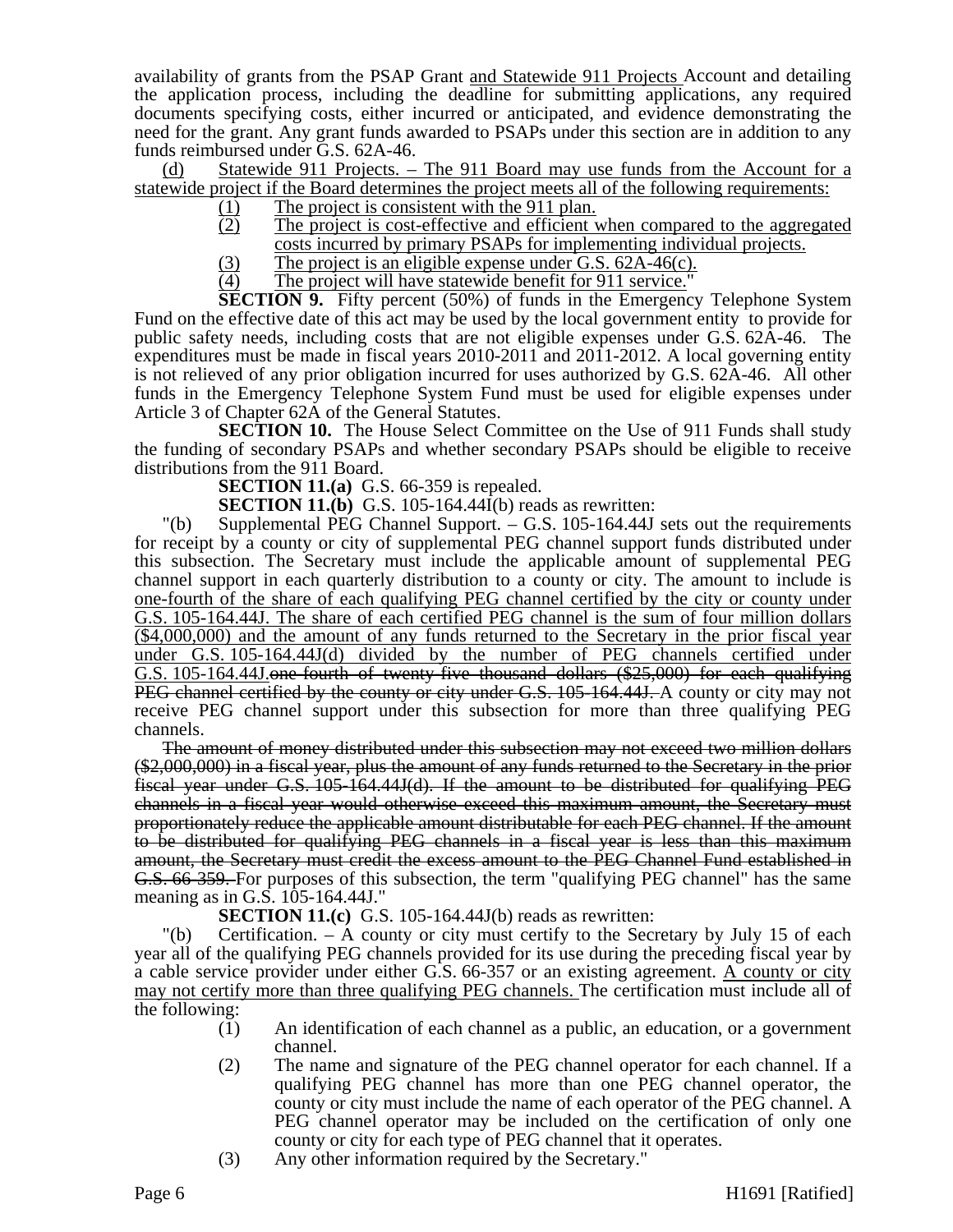availability of grants from the PSAP Grant <u>and Statewide 911 Projects</u> Account and detailing the application process, including the deadline for submitting applications, any required documents specifying costs, either incurred or anticipated, and evidence demonstrating the need for the grant. Any grant funds awarded to PSAPs under this section are in addition to any funds reimbursed under G.S. 62A-46.

<u>(d) Statewide 911 Projects. – The 911 Board may use funds from the Account for a statewide project if the Board determines the project meets all of the following requirements:</u>

<u>(1) The project is consistent with the 911 plan.</u>

<u>(2) The project is cost-effective and efficient when compared to the aggregated costs incurred by primary PSAPs for implementing individual projects.</u>

<u>(3) The project is an eligible expense under G.S. 62A-46(c).</u>

<u>(4) The project will have statewide benefit for 911 service.</u>"

**SECTION 9.** Fifty percent (50%) of funds in the Emergency Telephone System Fund on the effective date of this act may be used by the local government entity to provide for public safety needs, including costs that are not eligible expenses under G.S. 62A-46. The expenditures must be made in fiscal years 2010-2011 and 2011-2012. A local governing entity is not relieved of any prior obligation incurred for uses authorized by G.S. 62A-46. All other funds in the Emergency Telephone System Fund must be used for eligible expenses under Article 3 of Chapter 62A of the General Statutes.

**SECTION 10.** The House Select Committee on the Use of 911 Funds shall study the funding of secondary PSAPs and whether secondary PSAPs should be eligible to receive distributions from the 911 Board.

**SECTION 11.(a)** G.S. 66-359 is repealed.

**SECTION 11.(b)** G.S. 105-164.44I(b) reads as rewritten:

"(b) Supplemental PEG Channel Support. – G.S. 105-164.44J sets out the requirements for receipt by a county or city of supplemental PEG channel support funds distributed under this subsection. The Secretary must include the applicable amount of supplemental PEG channel support in each quarterly distribution to a county or city. The amount to include is <u>one-fourth of the share of each qualifying PEG channel certified by the city or county under G.S. 105-164.44J. The share of each certified PEG channel is the sum of four million dollars ($4,000,000) and the amount of any funds returned to the Secretary in the prior fiscal year under G.S. 105-164.44J(d) divided by the number of PEG channels certified under G.S. 105-164.44J.</u>~~one-fourth of twenty-five thousand dollars ($25,000) for each qualifying PEG channel certified by the county or city under G.S. 105-164.44J.~~ A county or city may not receive PEG channel support under this subsection for more than three qualifying PEG channels.

~~The amount of money distributed under this subsection may not exceed two million dollars ($2,000,000) in a fiscal year, plus the amount of any funds returned to the Secretary in the prior fiscal year under G.S. 105-164.44J(d). If the amount to be distributed for qualifying PEG channels in a fiscal year would otherwise exceed this maximum amount, the Secretary must proportionately reduce the applicable amount distributable for each PEG channel. If the amount to be distributed for qualifying PEG channels in a fiscal year is less than this maximum amount, the Secretary must credit the excess amount to the PEG Channel Fund established in G.S. 66-359.~~ For purposes of this subsection, the term "qualifying PEG channel" has the same meaning as in G.S. 105-164.44J."

**SECTION 11.(c)** G.S. 105-164.44J(b) reads as rewritten:

"(b) Certification. – A county or city must certify to the Secretary by July 15 of each year all of the qualifying PEG channels provided for its use during the preceding fiscal year by a cable service provider under either G.S. 66-357 or an existing agreement. <u>A county or city may not certify more than three qualifying PEG channels.</u> The certification must include all of the following:

(1) An identification of each channel as a public, an education, or a government channel.

(2) The name and signature of the PEG channel operator for each channel. If a qualifying PEG channel has more than one PEG channel operator, the county or city must include the name of each operator of the PEG channel. A PEG channel operator may be included on the certification of only one county or city for each type of PEG channel that it operates.

(3) Any other information required by the Secretary."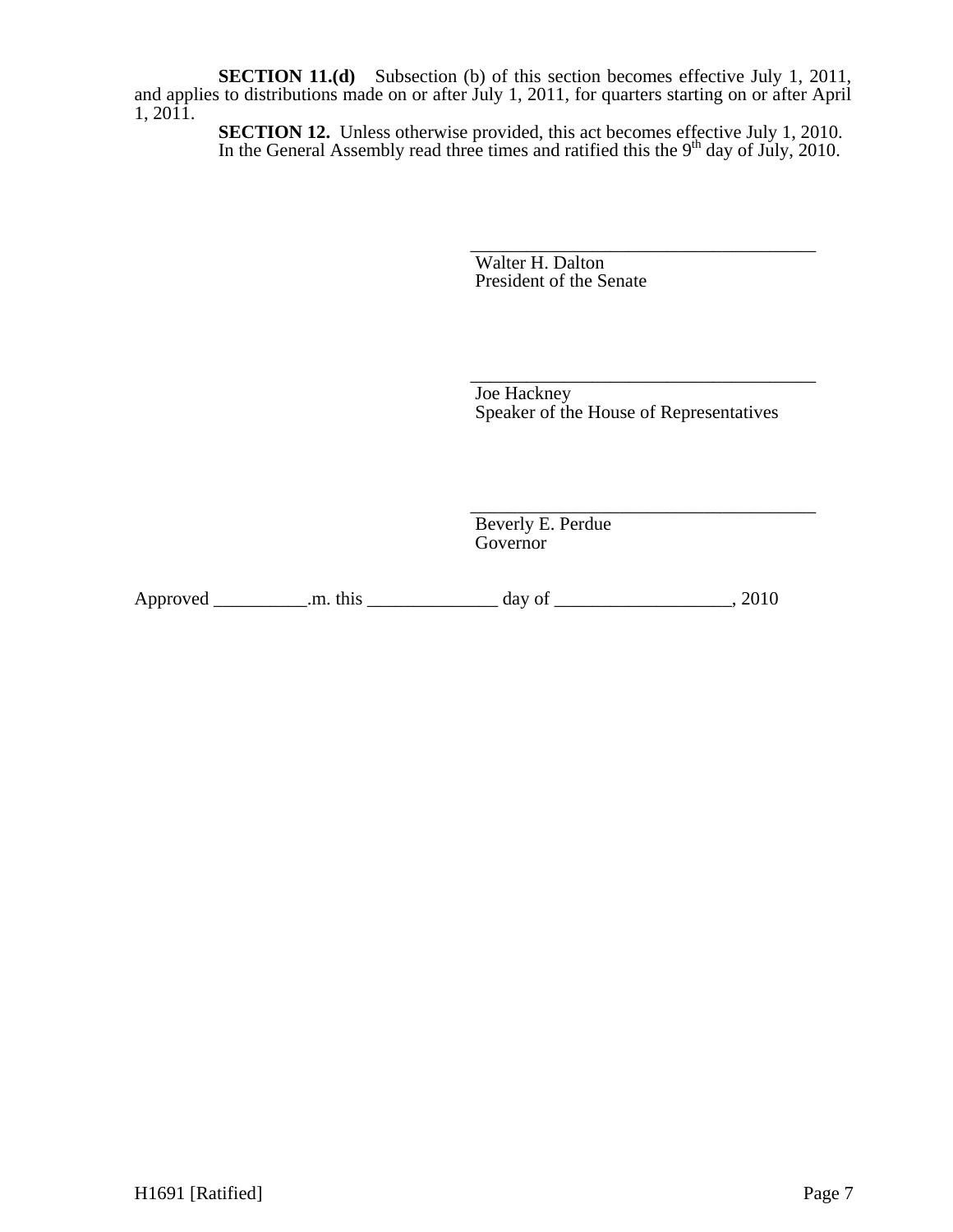**SECTION 11.(d)** Subsection (b) of this section becomes effective July 1, 2011, and applies to distributions made on or after July 1, 2011, for quarters starting on or after April 1, 2011.

**SECTION 12.** Unless otherwise provided, this act becomes effective July 1, 2010.

In the General Assembly read three times and ratified this the 9th day of July, 2010.

_____________________________________
Walter H. Dalton
President of the Senate

_____________________________________
Joe Hackney
Speaker of the House of Representatives

_____________________________________
Beverly E. Perdue
Governor

Approved __________.m. this ______________ day of ___________________, 2010